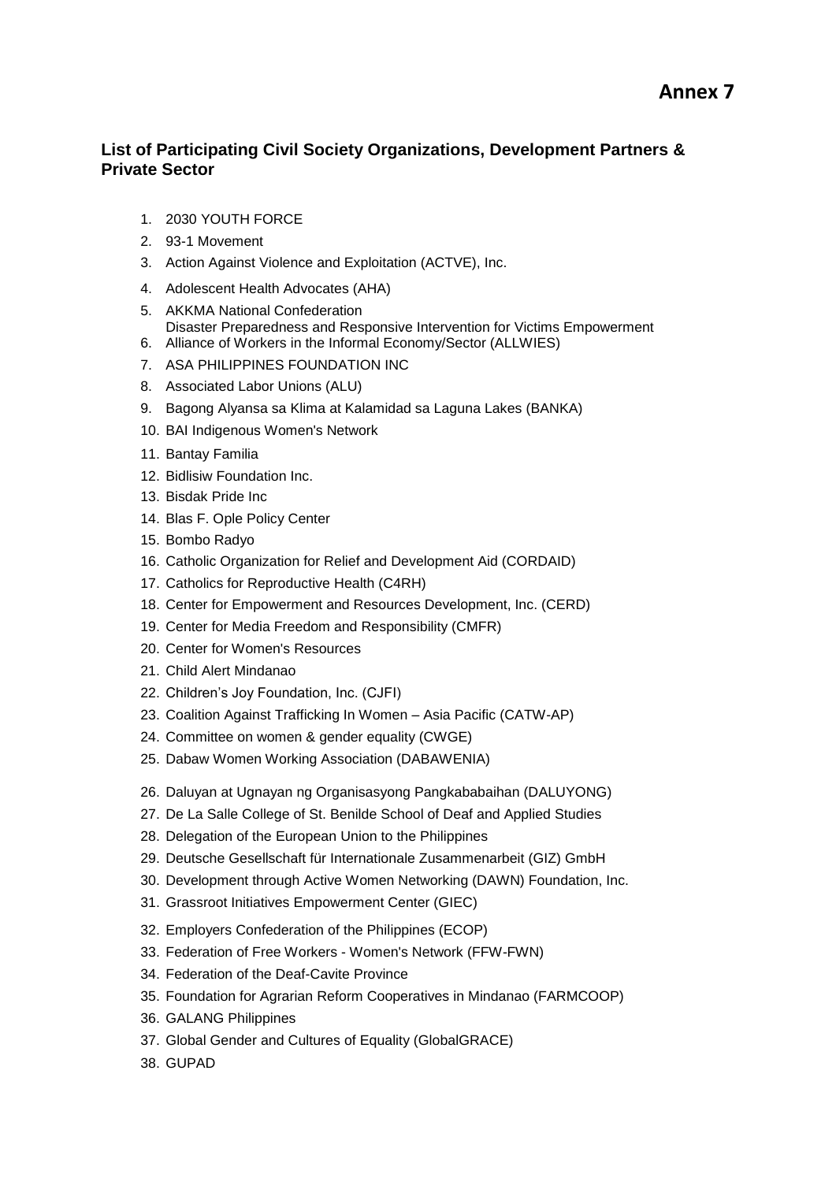# Annex 7

## List of Participating Civil Society Organizations, Development Partners & Private Sector

1. 2030 YOUTH FORCE
2. 93-1 Movement
3. Action Against Violence and Exploitation (ACTVE), Inc.
4. Adolescent Health Advocates (AHA)
5. AKKMA National Confederation
   Disaster Preparedness and Responsive Intervention for Victims Empowerment
6. Alliance of Workers in the Informal Economy/Sector (ALLWIES)
7. ASA PHILIPPINES FOUNDATION INC
8. Associated Labor Unions (ALU)
9. Bagong Alyansa sa Klima at Kalamidad sa Laguna Lakes (BANKA)
10. BAI Indigenous Women's Network
11. Bantay Familia
12. Bidlisiw Foundation Inc.
13. Bisdak Pride Inc
14. Blas F. Ople Policy Center
15. Bombo Radyo
16. Catholic Organization for Relief and Development Aid (CORDAID)
17. Catholics for Reproductive Health (C4RH)
18. Center for Empowerment and Resources Development, Inc. (CERD)
19. Center for Media Freedom and Responsibility (CMFR)
20. Center for Women's Resources
21. Child Alert Mindanao
22. Children's Joy Foundation, Inc. (CJFI)
23. Coalition Against Trafficking In Women – Asia Pacific (CATW-AP)
24. Committee on women & gender equality (CWGE)
25. Dabaw Women Working Association (DABAWENIA)
26. Daluyan at Ugnayan ng Organisasyong Pangkababaihan (DALUYONG)
27. De La Salle College of St. Benilde School of Deaf and Applied Studies
28. Delegation of the European Union to the Philippines
29. Deutsche Gesellschaft für Internationale Zusammenarbeit (GIZ) GmbH
30. Development through Active Women Networking (DAWN) Foundation, Inc.
31. Grassroot Initiatives Empowerment Center (GIEC)
32. Employers Confederation of the Philippines (ECOP)
33. Federation of Free Workers - Women's Network (FFW-FWN)
34. Federation of the Deaf-Cavite Province
35. Foundation for Agrarian Reform Cooperatives in Mindanao (FARMCOOP)
36. GALANG Philippines
37. Global Gender and Cultures of Equality (GlobalGRACE)
38. GUPAD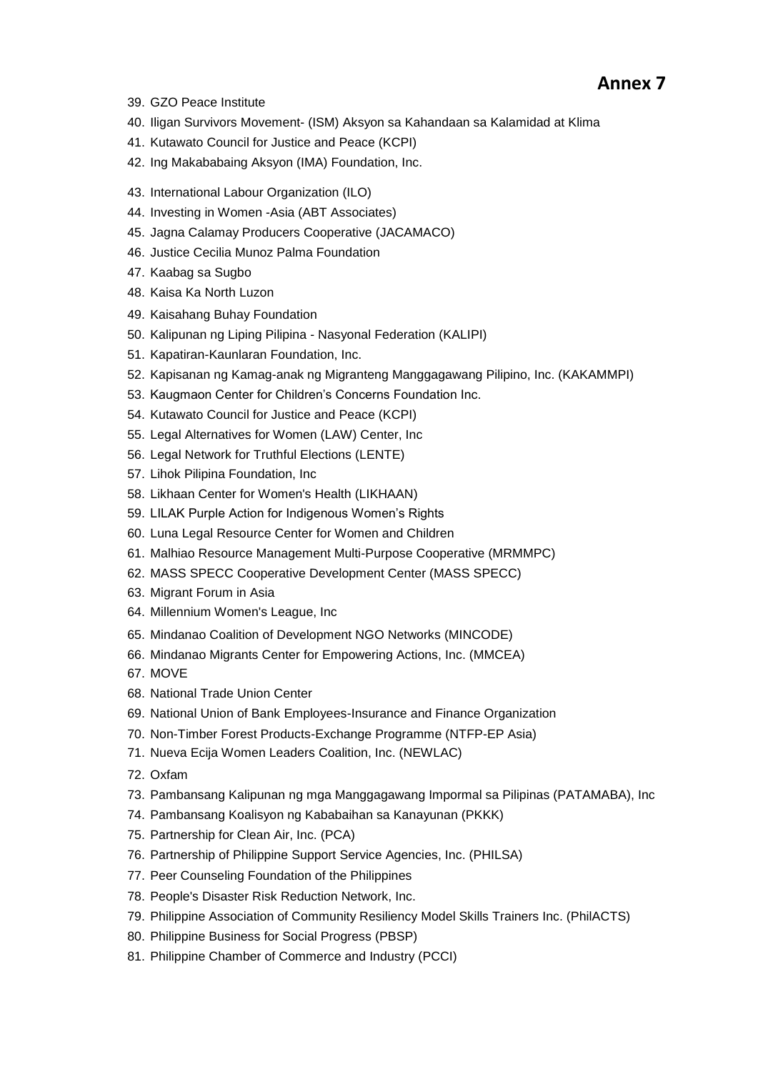# Annex 7

39. GZO Peace Institute
40. Iligan Survivors Movement- (ISM) Aksyon sa Kahandaan sa Kalamidad at Klima
41. Kutawato Council for Justice and Peace (KCPI)
42. Ing Makababaing Aksyon (IMA) Foundation, Inc.
43. International Labour Organization (ILO)
44. Investing in Women -Asia (ABT Associates)
45. Jagna Calamay Producers Cooperative (JACAMACO)
46. Justice Cecilia Munoz Palma Foundation
47. Kaabag sa Sugbo
48. Kaisa Ka North Luzon
49. Kaisahang Buhay Foundation
50. Kalipunan ng Liping Pilipina - Nasyonal Federation (KALIPI)
51. Kapatiran-Kaunlaran Foundation, Inc.
52. Kapisanan ng Kamag-anak ng Migranteng Manggagawang Pilipino, Inc. (KAKAMMPI)
53. Kaugmaon Center for Children's Concerns Foundation Inc.
54. Kutawato Council for Justice and Peace (KCPI)
55. Legal Alternatives for Women (LAW) Center, Inc
56. Legal Network for Truthful Elections (LENTE)
57. Lihok Pilipina Foundation, Inc
58. Likhaan Center for Women's Health (LIKHAAN)
59. LILAK Purple Action for Indigenous Women's Rights
60. Luna Legal Resource Center for Women and Children
61. Malhiao Resource Management Multi-Purpose Cooperative (MRMMPC)
62. MASS SPECC Cooperative Development Center (MASS SPECC)
63. Migrant Forum in Asia
64. Millennium Women's League, Inc
65. Mindanao Coalition of Development NGO Networks (MINCODE)
66. Mindanao Migrants Center for Empowering Actions, Inc. (MMCEA)
67. MOVE
68. National Trade Union Center
69. National Union of Bank Employees-Insurance and Finance Organization
70. Non-Timber Forest Products-Exchange Programme (NTFP-EP Asia)
71. Nueva Ecija Women Leaders Coalition, Inc. (NEWLAC)
72. Oxfam
73. Pambansang Kalipunan ng mga Manggagawang Impormal sa Pilipinas (PATAMABA), Inc
74. Pambansang Koalisyon ng Kababaihan sa Kanayunan (PKKK)
75. Partnership for Clean Air, Inc. (PCA)
76. Partnership of Philippine Support Service Agencies, Inc. (PHILSA)
77. Peer Counseling Foundation of the Philippines
78. People's Disaster Risk Reduction Network, Inc.
79. Philippine Association of Community Resiliency Model Skills Trainers Inc. (PhilACTS)
80. Philippine Business for Social Progress (PBSP)
81. Philippine Chamber of Commerce and Industry (PCCI)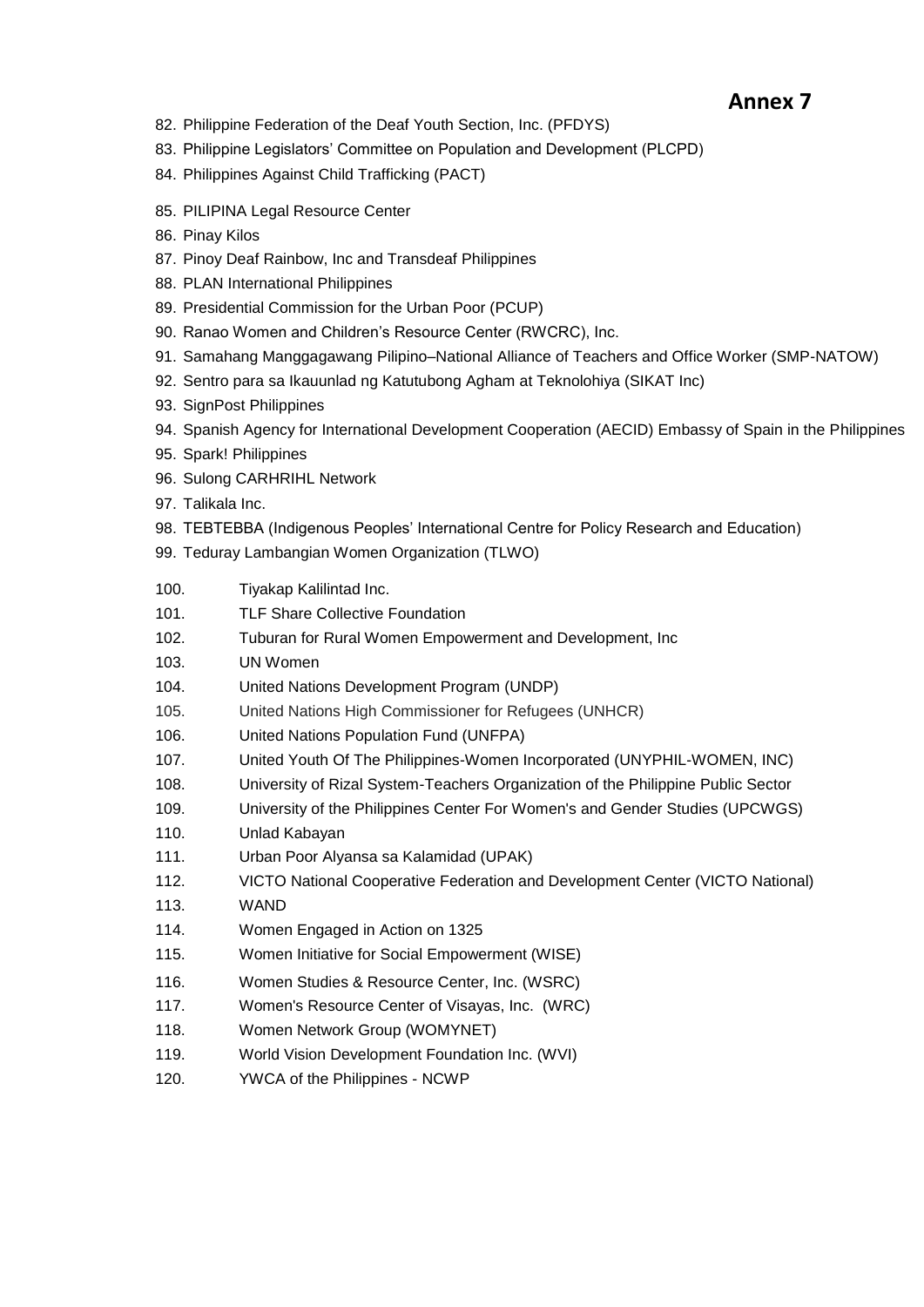## Annex 7

82. Philippine Federation of the Deaf Youth Section, Inc. (PFDYS)
83. Philippine Legislators' Committee on Population and Development (PLCPD)
84. Philippines Against Child Trafficking (PACT)
85. PILIPINA Legal Resource Center
86. Pinay Kilos
87. Pinoy Deaf Rainbow, Inc and Transdeaf Philippines
88. PLAN International Philippines
89. Presidential Commission for the Urban Poor (PCUP)
90. Ranao Women and Children's Resource Center (RWCRC), Inc.
91. Samahang Manggagawang Pilipino–National Alliance of Teachers and Office Worker (SMP-NATOW)
92. Sentro para sa Ikauunlad ng Katutubong Agham at Teknolohiya (SIKAT Inc)
93. SignPost Philippines
94. Spanish Agency for International Development Cooperation (AECID) Embassy of Spain in the Philippines
95. Spark! Philippines
96. Sulong CARHRIHL Network
97. Talikala Inc.
98. TEBTEBBA (Indigenous Peoples' International Centre for Policy Research and Education)
99. Teduray Lambangian Women Organization (TLWO)
100. Tiyakap Kalilintad Inc.
101. TLF Share Collective Foundation
102. Tuburan for Rural Women Empowerment and Development, Inc
103. UN Women
104. United Nations Development Program (UNDP)
105. United Nations High Commissioner for Refugees (UNHCR)
106. United Nations Population Fund (UNFPA)
107. United Youth Of The Philippines-Women Incorporated (UNYPHIL-WOMEN, INC)
108. University of Rizal System-Teachers Organization of the Philippine Public Sector
109. University of the Philippines Center For Women's and Gender Studies (UPCWGS)
110. Unlad Kabayan
111. Urban Poor Alyansa sa Kalamidad (UPAK)
112. VICTO National Cooperative Federation and Development Center (VICTO National)
113. WAND
114. Women Engaged in Action on 1325
115. Women Initiative for Social Empowerment (WISE)
116. Women Studies & Resource Center, Inc. (WSRC)
117. Women's Resource Center of Visayas, Inc. (WRC)
118. Women Network Group (WOMYNET)
119. World Vision Development Foundation Inc. (WVI)
120. YWCA of the Philippines - NCWP